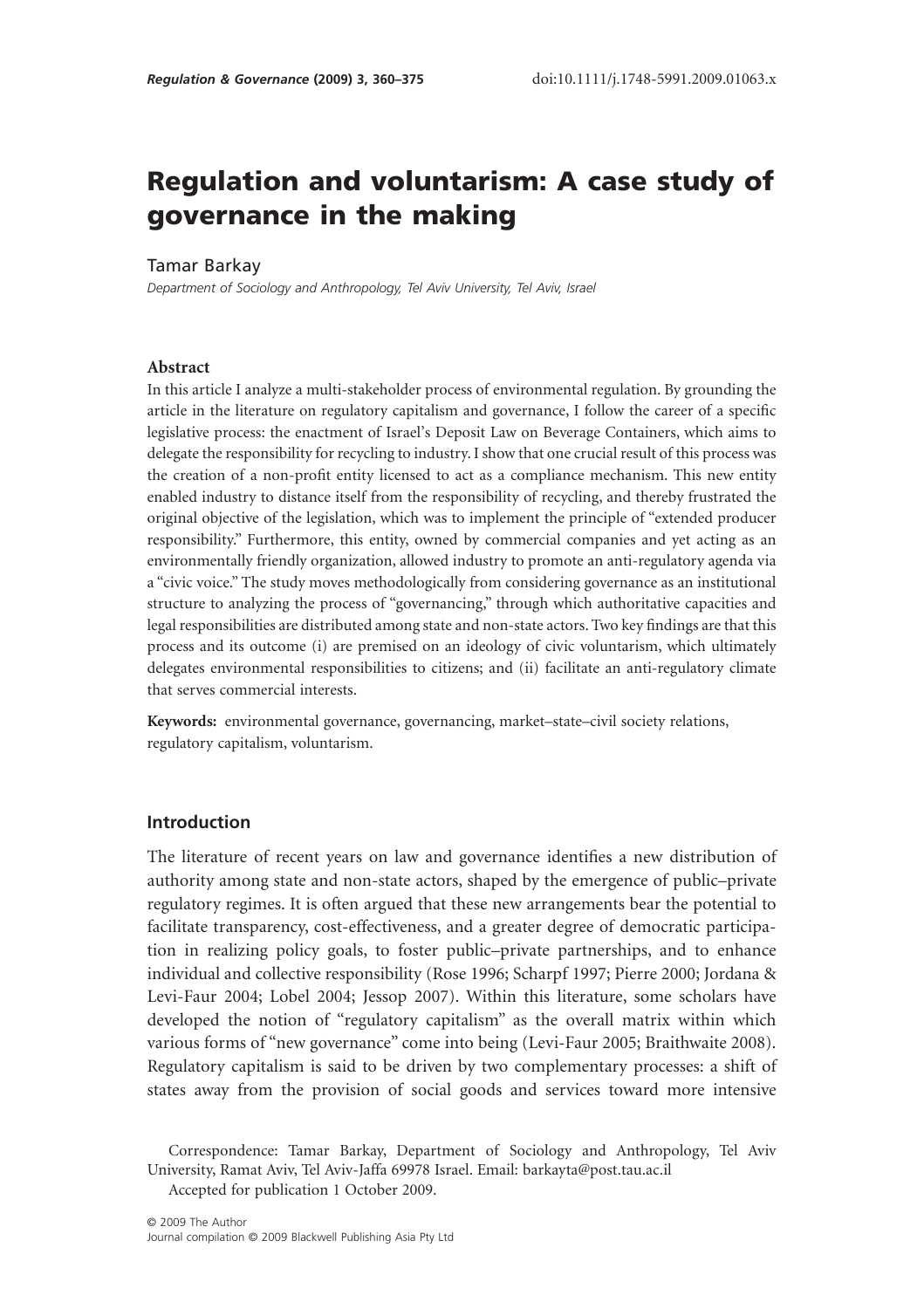# Regulation and voluntarism: A case study of governance in the making

Tamar Barkay

*Department of Sociology and Anthropology, Tel Aviv University, Tel Aviv, Israel*

## Abstract

In this article I analyze a multi-stakeholder process of environmental regulation. By grounding the article in the literature on regulatory capitalism and governance, I follow the career of a specific legislative process: the enactment of Israel's Deposit Law on Beverage Containers, which aims to delegate the responsibility for recycling to industry. I show that one crucial result of this process was the creation of a non-profit entity licensed to act as a compliance mechanism. This new entity enabled industry to distance itself from the responsibility of recycling, and thereby frustrated the original objective of the legislation, which was to implement the principle of "extended producer responsibility." Furthermore, this entity, owned by commercial companies and yet acting as an environmentally friendly organization, allowed industry to promote an anti-regulatory agenda via a "civic voice." The study moves methodologically from considering governance as an institutional structure to analyzing the process of "governancing," through which authoritative capacities and legal responsibilities are distributed among state and non-state actors. Two key findings are that this process and its outcome (i) are premised on an ideology of civic voluntarism, which ultimately delegates environmental responsibilities to citizens; and (ii) facilitate an anti-regulatory climate that serves commercial interests.

**Keywords:** environmental governance, governancing, market–state–civil society relations, regulatory capitalism, voluntarism.

## Introduction

The literature of recent years on law and governance identifies a new distribution of authority among state and non-state actors, shaped by the emergence of public–private regulatory regimes. It is often argued that these new arrangements bear the potential to facilitate transparency, cost-effectiveness, and a greater degree of democratic participation in realizing policy goals, to foster public–private partnerships, and to enhance individual and collective responsibility (Rose 1996; Scharpf 1997; Pierre 2000; Jordana & Levi-Faur 2004; Lobel 2004; Jessop 2007). Within this literature, some scholars have developed the notion of "regulatory capitalism" as the overall matrix within which various forms of "new governance" come into being (Levi-Faur 2005; Braithwaite 2008). Regulatory capitalism is said to be driven by two complementary processes: a shift of states away from the provision of social goods and services toward more intensive

Correspondence: Tamar Barkay, Department of Sociology and Anthropology, Tel Aviv University, Ramat Aviv, Tel Aviv-Jaffa 69978 Israel. Email: barkayta@post.tau.ac.il

Accepted for publication 1 October 2009.

© 2009 The Author
Journal compilation © 2009 Blackwell Publishing Asia Pty Ltd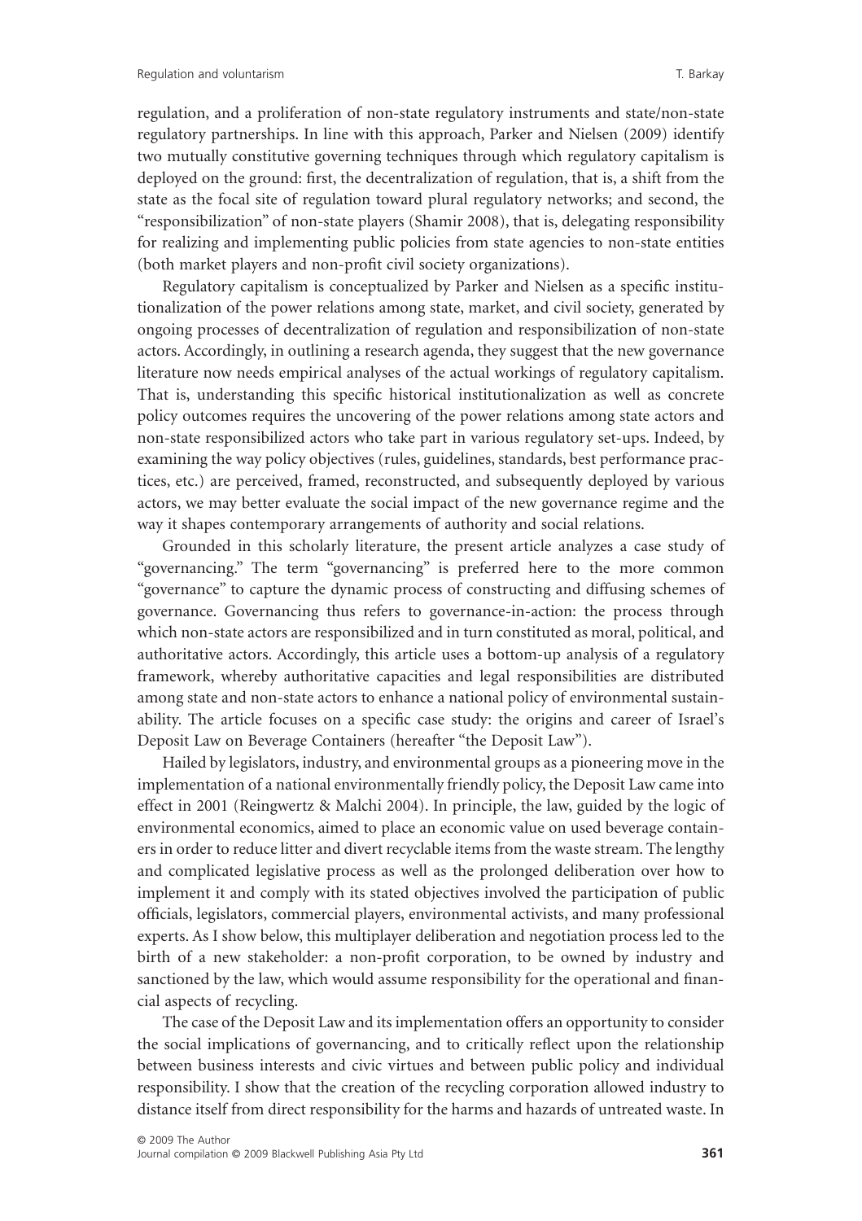regulation, and a proliferation of non-state regulatory instruments and state/non-state regulatory partnerships. In line with this approach, Parker and Nielsen (2009) identify two mutually constitutive governing techniques through which regulatory capitalism is deployed on the ground: first, the decentralization of regulation, that is, a shift from the state as the focal site of regulation toward plural regulatory networks; and second, the "responsibilization" of non-state players (Shamir 2008), that is, delegating responsibility for realizing and implementing public policies from state agencies to non-state entities (both market players and non-profit civil society organizations).

Regulatory capitalism is conceptualized by Parker and Nielsen as a specific institutionalization of the power relations among state, market, and civil society, generated by ongoing processes of decentralization of regulation and responsibilization of non-state actors. Accordingly, in outlining a research agenda, they suggest that the new governance literature now needs empirical analyses of the actual workings of regulatory capitalism. That is, understanding this specific historical institutionalization as well as concrete policy outcomes requires the uncovering of the power relations among state actors and non-state responsibilized actors who take part in various regulatory set-ups. Indeed, by examining the way policy objectives (rules, guidelines, standards, best performance practices, etc.) are perceived, framed, reconstructed, and subsequently deployed by various actors, we may better evaluate the social impact of the new governance regime and the way it shapes contemporary arrangements of authority and social relations.

Grounded in this scholarly literature, the present article analyzes a case study of "governancing." The term "governancing" is preferred here to the more common "governance" to capture the dynamic process of constructing and diffusing schemes of governance. Governancing thus refers to governance-in-action: the process through which non-state actors are responsibilized and in turn constituted as moral, political, and authoritative actors. Accordingly, this article uses a bottom-up analysis of a regulatory framework, whereby authoritative capacities and legal responsibilities are distributed among state and non-state actors to enhance a national policy of environmental sustainability. The article focuses on a specific case study: the origins and career of Israel's Deposit Law on Beverage Containers (hereafter "the Deposit Law").

Hailed by legislators, industry, and environmental groups as a pioneering move in the implementation of a national environmentally friendly policy, the Deposit Law came into effect in 2001 (Reingwertz & Malchi 2004). In principle, the law, guided by the logic of environmental economics, aimed to place an economic value on used beverage containers in order to reduce litter and divert recyclable items from the waste stream. The lengthy and complicated legislative process as well as the prolonged deliberation over how to implement it and comply with its stated objectives involved the participation of public officials, legislators, commercial players, environmental activists, and many professional experts. As I show below, this multiplayer deliberation and negotiation process led to the birth of a new stakeholder: a non-profit corporation, to be owned by industry and sanctioned by the law, which would assume responsibility for the operational and financial aspects of recycling.

The case of the Deposit Law and its implementation offers an opportunity to consider the social implications of governancing, and to critically reflect upon the relationship between business interests and civic virtues and between public policy and individual responsibility. I show that the creation of the recycling corporation allowed industry to distance itself from direct responsibility for the harms and hazards of untreated waste. In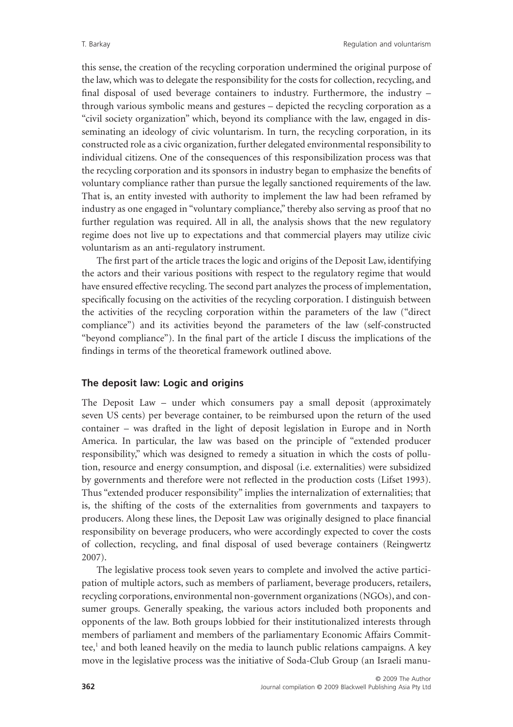this sense, the creation of the recycling corporation undermined the original purpose of the law, which was to delegate the responsibility for the costs for collection, recycling, and final disposal of used beverage containers to industry. Furthermore, the industry – through various symbolic means and gestures – depicted the recycling corporation as a "civil society organization" which, beyond its compliance with the law, engaged in disseminating an ideology of civic voluntarism. In turn, the recycling corporation, in its constructed role as a civic organization, further delegated environmental responsibility to individual citizens. One of the consequences of this responsibilization process was that the recycling corporation and its sponsors in industry began to emphasize the benefits of voluntary compliance rather than pursue the legally sanctioned requirements of the law. That is, an entity invested with authority to implement the law had been reframed by industry as one engaged in "voluntary compliance," thereby also serving as proof that no further regulation was required. All in all, the analysis shows that the new regulatory regime does not live up to expectations and that commercial players may utilize civic voluntarism as an anti-regulatory instrument.

The first part of the article traces the logic and origins of the Deposit Law, identifying the actors and their various positions with respect to the regulatory regime that would have ensured effective recycling. The second part analyzes the process of implementation, specifically focusing on the activities of the recycling corporation. I distinguish between the activities of the recycling corporation within the parameters of the law ("direct compliance") and its activities beyond the parameters of the law (self-constructed "beyond compliance"). In the final part of the article I discuss the implications of the findings in terms of the theoretical framework outlined above.

## The deposit law: Logic and origins

The Deposit Law – under which consumers pay a small deposit (approximately seven US cents) per beverage container, to be reimbursed upon the return of the used container – was drafted in the light of deposit legislation in Europe and in North America. In particular, the law was based on the principle of "extended producer responsibility," which was designed to remedy a situation in which the costs of pollution, resource and energy consumption, and disposal (i.e. externalities) were subsidized by governments and therefore were not reflected in the production costs (Lifset 1993). Thus "extended producer responsibility" implies the internalization of externalities; that is, the shifting of the costs of the externalities from governments and taxpayers to producers. Along these lines, the Deposit Law was originally designed to place financial responsibility on beverage producers, who were accordingly expected to cover the costs of collection, recycling, and final disposal of used beverage containers (Reingwertz 2007).

The legislative process took seven years to complete and involved the active participation of multiple actors, such as members of parliament, beverage producers, retailers, recycling corporations, environmental non-government organizations (NGOs), and consumer groups. Generally speaking, the various actors included both proponents and opponents of the law. Both groups lobbied for their institutionalized interests through members of parliament and members of the parliamentary Economic Affairs Committee,[1] and both leaned heavily on the media to launch public relations campaigns. A key move in the legislative process was the initiative of Soda-Club Group (an Israeli manu-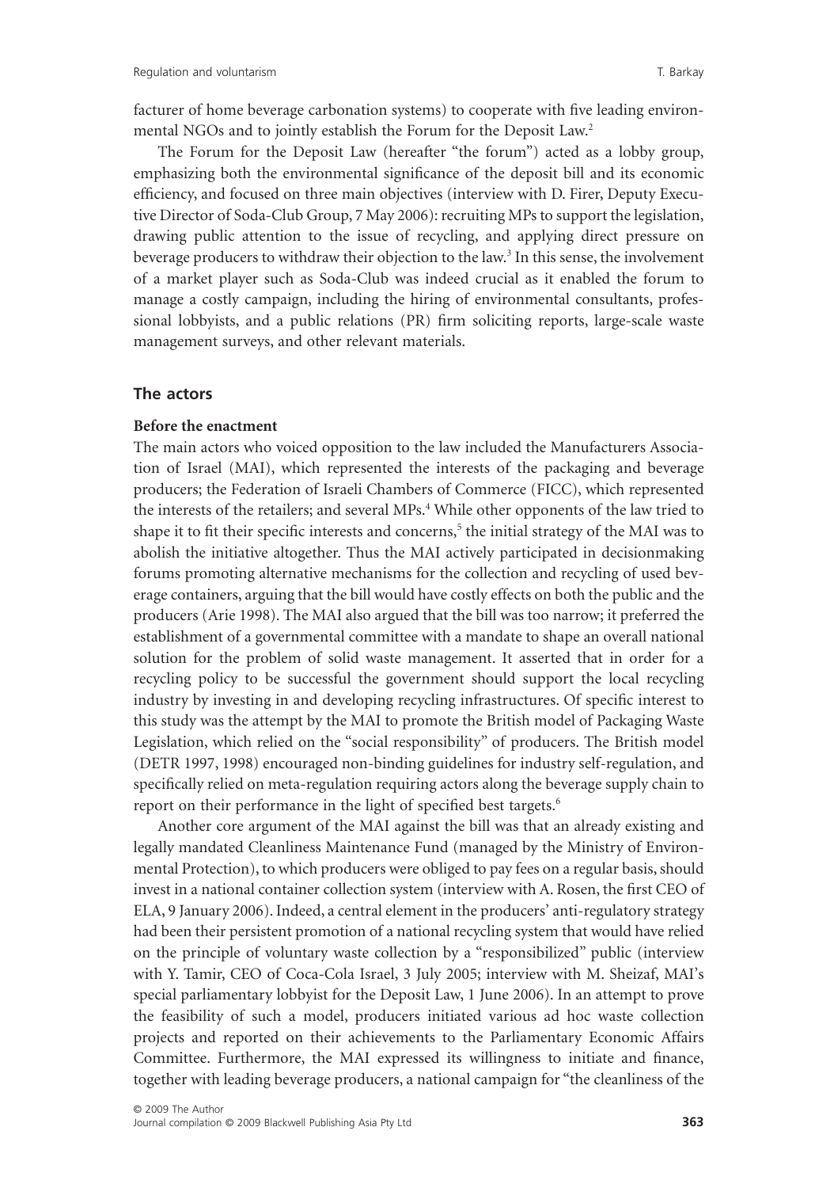facturer of home beverage carbonation systems) to cooperate with five leading environmental NGOs and to jointly establish the Forum for the Deposit Law.[2]

The Forum for the Deposit Law (hereafter "the forum") acted as a lobby group, emphasizing both the environmental significance of the deposit bill and its economic efficiency, and focused on three main objectives (interview with D. Firer, Deputy Executive Director of Soda-Club Group, 7 May 2006): recruiting MPs to support the legislation, drawing public attention to the issue of recycling, and applying direct pressure on beverage producers to withdraw their objection to the law.[3] In this sense, the involvement of a market player such as Soda-Club was indeed crucial as it enabled the forum to manage a costly campaign, including the hiring of environmental consultants, professional lobbyists, and a public relations (PR) firm soliciting reports, large-scale waste management surveys, and other relevant materials.

## The actors

### Before the enactment

The main actors who voiced opposition to the law included the Manufacturers Association of Israel (MAI), which represented the interests of the packaging and beverage producers; the Federation of Israeli Chambers of Commerce (FICC), which represented the interests of the retailers; and several MPs.[4] While other opponents of the law tried to shape it to fit their specific interests and concerns,[5] the initial strategy of the MAI was to abolish the initiative altogether. Thus the MAI actively participated in decisionmaking forums promoting alternative mechanisms for the collection and recycling of used beverage containers, arguing that the bill would have costly effects on both the public and the producers (Arie 1998). The MAI also argued that the bill was too narrow; it preferred the establishment of a governmental committee with a mandate to shape an overall national solution for the problem of solid waste management. It asserted that in order for a recycling policy to be successful the government should support the local recycling industry by investing in and developing recycling infrastructures. Of specific interest to this study was the attempt by the MAI to promote the British model of Packaging Waste Legislation, which relied on the "social responsibility" of producers. The British model (DETR 1997, 1998) encouraged non-binding guidelines for industry self-regulation, and specifically relied on meta-regulation requiring actors along the beverage supply chain to report on their performance in the light of specified best targets.[6]

Another core argument of the MAI against the bill was that an already existing and legally mandated Cleanliness Maintenance Fund (managed by the Ministry of Environmental Protection), to which producers were obliged to pay fees on a regular basis, should invest in a national container collection system (interview with A. Rosen, the first CEO of ELA, 9 January 2006). Indeed, a central element in the producers' anti-regulatory strategy had been their persistent promotion of a national recycling system that would have relied on the principle of voluntary waste collection by a "responsibilized" public (interview with Y. Tamir, CEO of Coca-Cola Israel, 3 July 2005; interview with M. Sheizaf, MAI's special parliamentary lobbyist for the Deposit Law, 1 June 2006). In an attempt to prove the feasibility of such a model, producers initiated various ad hoc waste collection projects and reported on their achievements to the Parliamentary Economic Affairs Committee. Furthermore, the MAI expressed its willingness to initiate and finance, together with leading beverage producers, a national campaign for "the cleanliness of the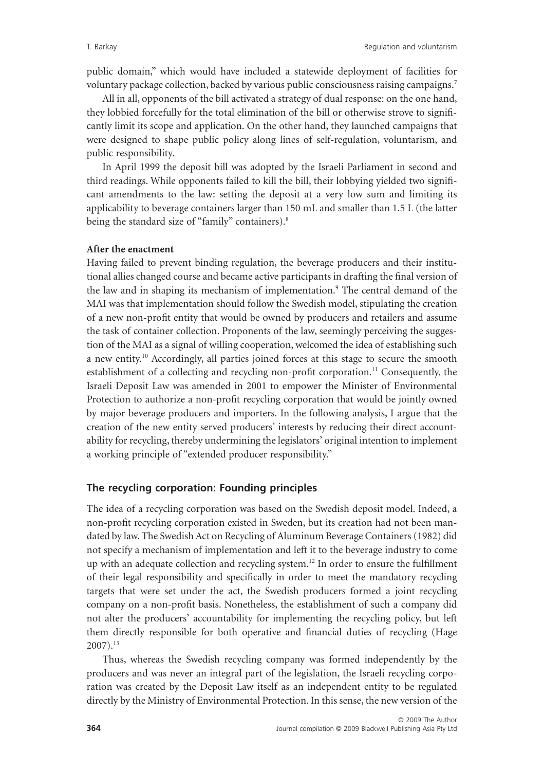public domain," which would have included a statewide deployment of facilities for voluntary package collection, backed by various public consciousness raising campaigns.[7]

All in all, opponents of the bill activated a strategy of dual response: on the one hand, they lobbied forcefully for the total elimination of the bill or otherwise strove to significantly limit its scope and application. On the other hand, they launched campaigns that were designed to shape public policy along lines of self-regulation, voluntarism, and public responsibility.

In April 1999 the deposit bill was adopted by the Israeli Parliament in second and third readings. While opponents failed to kill the bill, their lobbying yielded two significant amendments to the law: setting the deposit at a very low sum and limiting its applicability to beverage containers larger than 150 mL and smaller than 1.5 L (the latter being the standard size of "family" containers).[8]

**After the enactment**

Having failed to prevent binding regulation, the beverage producers and their institutional allies changed course and became active participants in drafting the final version of the law and in shaping its mechanism of implementation.[9] The central demand of the MAI was that implementation should follow the Swedish model, stipulating the creation of a new non-profit entity that would be owned by producers and retailers and assume the task of container collection. Proponents of the law, seemingly perceiving the suggestion of the MAI as a signal of willing cooperation, welcomed the idea of establishing such a new entity.[10] Accordingly, all parties joined forces at this stage to secure the smooth establishment of a collecting and recycling non-profit corporation.[11] Consequently, the Israeli Deposit Law was amended in 2001 to empower the Minister of Environmental Protection to authorize a non-profit recycling corporation that would be jointly owned by major beverage producers and importers. In the following analysis, I argue that the creation of the new entity served producers' interests by reducing their direct accountability for recycling, thereby undermining the legislators' original intention to implement a working principle of "extended producer responsibility."

## The recycling corporation: Founding principles

The idea of a recycling corporation was based on the Swedish deposit model. Indeed, a non-profit recycling corporation existed in Sweden, but its creation had not been mandated by law. The Swedish Act on Recycling of Aluminum Beverage Containers (1982) did not specify a mechanism of implementation and left it to the beverage industry to come up with an adequate collection and recycling system.[12] In order to ensure the fulfillment of their legal responsibility and specifically in order to meet the mandatory recycling targets that were set under the act, the Swedish producers formed a joint recycling company on a non-profit basis. Nonetheless, the establishment of such a company did not alter the producers' accountability for implementing the recycling policy, but left them directly responsible for both operative and financial duties of recycling (Hage 2007).[13]

Thus, whereas the Swedish recycling company was formed independently by the producers and was never an integral part of the legislation, the Israeli recycling corporation was created by the Deposit Law itself as an independent entity to be regulated directly by the Ministry of Environmental Protection. In this sense, the new version of the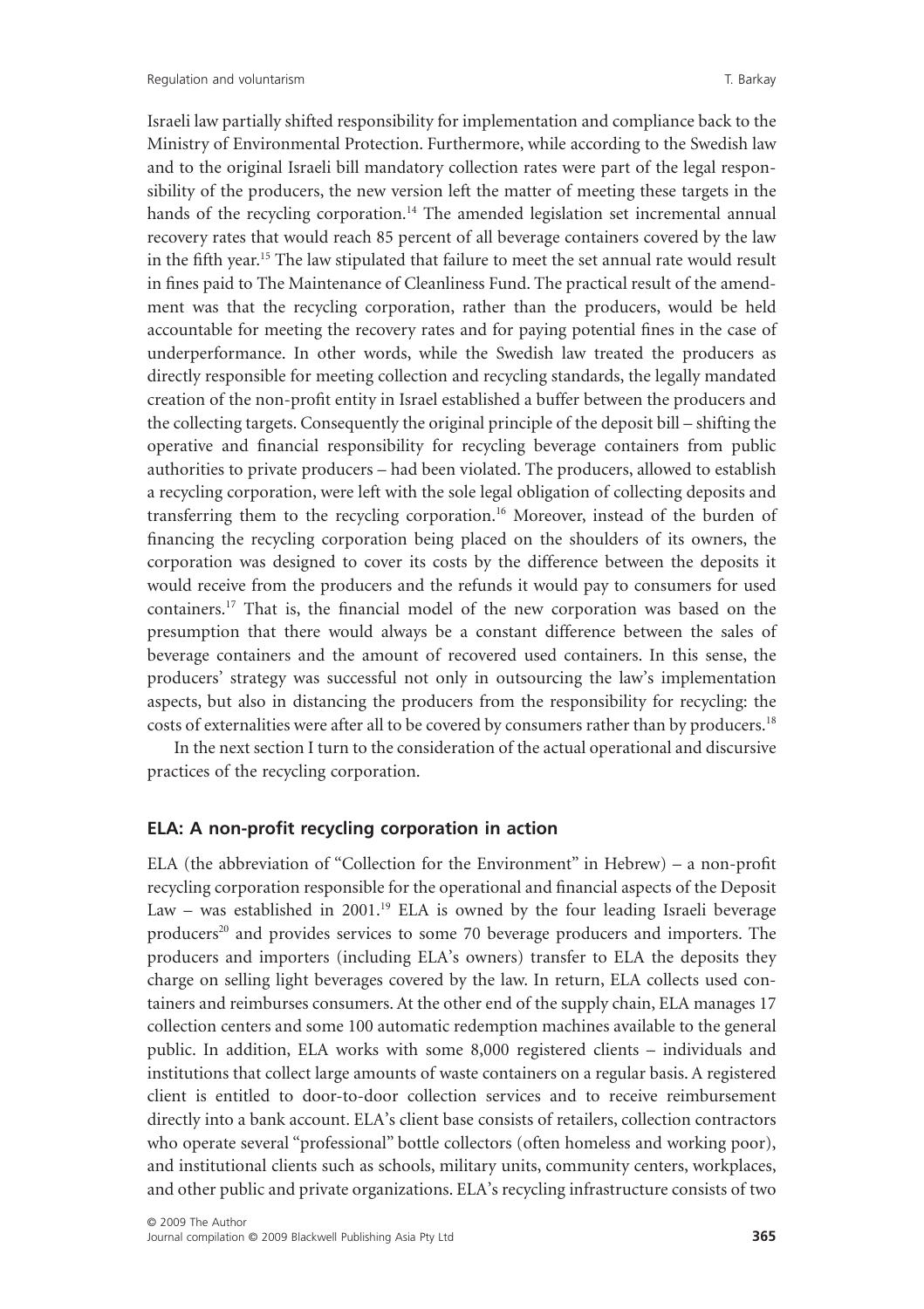Israeli law partially shifted responsibility for implementation and compliance back to the Ministry of Environmental Protection. Furthermore, while according to the Swedish law and to the original Israeli bill mandatory collection rates were part of the legal responsibility of the producers, the new version left the matter of meeting these targets in the hands of the recycling corporation.[14] The amended legislation set incremental annual recovery rates that would reach 85 percent of all beverage containers covered by the law in the fifth year.[15] The law stipulated that failure to meet the set annual rate would result in fines paid to The Maintenance of Cleanliness Fund. The practical result of the amendment was that the recycling corporation, rather than the producers, would be held accountable for meeting the recovery rates and for paying potential fines in the case of underperformance. In other words, while the Swedish law treated the producers as directly responsible for meeting collection and recycling standards, the legally mandated creation of the non-profit entity in Israel established a buffer between the producers and the collecting targets. Consequently the original principle of the deposit bill – shifting the operative and financial responsibility for recycling beverage containers from public authorities to private producers – had been violated. The producers, allowed to establish a recycling corporation, were left with the sole legal obligation of collecting deposits and transferring them to the recycling corporation.[16] Moreover, instead of the burden of financing the recycling corporation being placed on the shoulders of its owners, the corporation was designed to cover its costs by the difference between the deposits it would receive from the producers and the refunds it would pay to consumers for used containers.[17] That is, the financial model of the new corporation was based on the presumption that there would always be a constant difference between the sales of beverage containers and the amount of recovered used containers. In this sense, the producers' strategy was successful not only in outsourcing the law's implementation aspects, but also in distancing the producers from the responsibility for recycling: the costs of externalities were after all to be covered by consumers rather than by producers.[18]

In the next section I turn to the consideration of the actual operational and discursive practices of the recycling corporation.

## ELA: A non-profit recycling corporation in action

ELA (the abbreviation of "Collection for the Environment" in Hebrew) – a non-profit recycling corporation responsible for the operational and financial aspects of the Deposit Law – was established in 2001.[19] ELA is owned by the four leading Israeli beverage producers[20] and provides services to some 70 beverage producers and importers. The producers and importers (including ELA's owners) transfer to ELA the deposits they charge on selling light beverages covered by the law. In return, ELA collects used containers and reimburses consumers. At the other end of the supply chain, ELA manages 17 collection centers and some 100 automatic redemption machines available to the general public. In addition, ELA works with some 8,000 registered clients – individuals and institutions that collect large amounts of waste containers on a regular basis. A registered client is entitled to door-to-door collection services and to receive reimbursement directly into a bank account. ELA's client base consists of retailers, collection contractors who operate several "professional" bottle collectors (often homeless and working poor), and institutional clients such as schools, military units, community centers, workplaces, and other public and private organizations. ELA's recycling infrastructure consists of two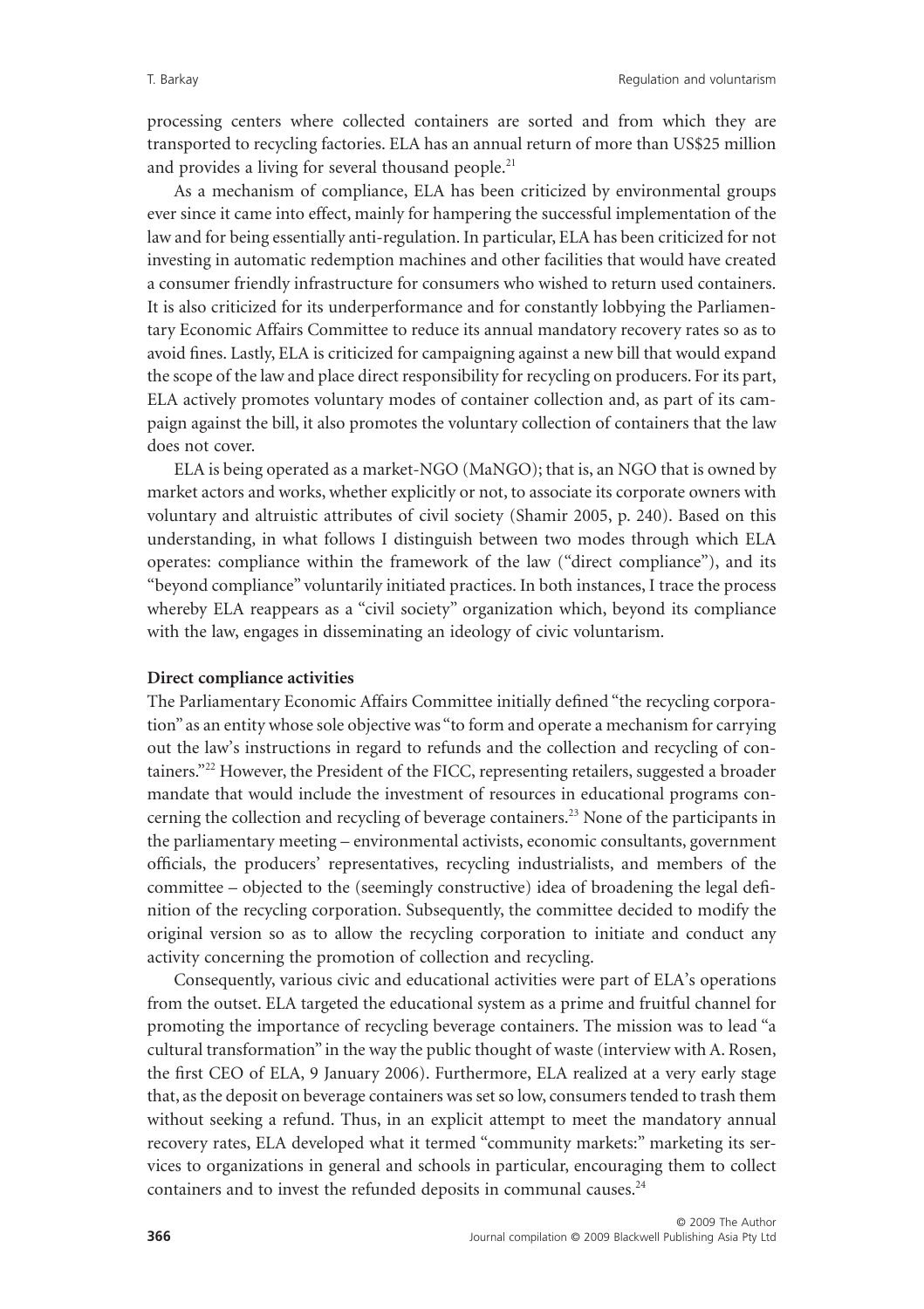processing centers where collected containers are sorted and from which they are transported to recycling factories. ELA has an annual return of more than US$25 million and provides a living for several thousand people.[21]

As a mechanism of compliance, ELA has been criticized by environmental groups ever since it came into effect, mainly for hampering the successful implementation of the law and for being essentially anti-regulation. In particular, ELA has been criticized for not investing in automatic redemption machines and other facilities that would have created a consumer friendly infrastructure for consumers who wished to return used containers. It is also criticized for its underperformance and for constantly lobbying the Parliamentary Economic Affairs Committee to reduce its annual mandatory recovery rates so as to avoid fines. Lastly, ELA is criticized for campaigning against a new bill that would expand the scope of the law and place direct responsibility for recycling on producers. For its part, ELA actively promotes voluntary modes of container collection and, as part of its campaign against the bill, it also promotes the voluntary collection of containers that the law does not cover.

ELA is being operated as a market-NGO (MaNGO); that is, an NGO that is owned by market actors and works, whether explicitly or not, to associate its corporate owners with voluntary and altruistic attributes of civil society (Shamir 2005, p. 240). Based on this understanding, in what follows I distinguish between two modes through which ELA operates: compliance within the framework of the law ("direct compliance"), and its "beyond compliance" voluntarily initiated practices. In both instances, I trace the process whereby ELA reappears as a "civil society" organization which, beyond its compliance with the law, engages in disseminating an ideology of civic voluntarism.

**Direct compliance activities**

The Parliamentary Economic Affairs Committee initially defined "the recycling corporation" as an entity whose sole objective was "to form and operate a mechanism for carrying out the law's instructions in regard to refunds and the collection and recycling of containers."[22] However, the President of the FICC, representing retailers, suggested a broader mandate that would include the investment of resources in educational programs concerning the collection and recycling of beverage containers.[23] None of the participants in the parliamentary meeting – environmental activists, economic consultants, government officials, the producers' representatives, recycling industrialists, and members of the committee – objected to the (seemingly constructive) idea of broadening the legal definition of the recycling corporation. Subsequently, the committee decided to modify the original version so as to allow the recycling corporation to initiate and conduct any activity concerning the promotion of collection and recycling.

Consequently, various civic and educational activities were part of ELA's operations from the outset. ELA targeted the educational system as a prime and fruitful channel for promoting the importance of recycling beverage containers. The mission was to lead "a cultural transformation" in the way the public thought of waste (interview with A. Rosen, the first CEO of ELA, 9 January 2006). Furthermore, ELA realized at a very early stage that, as the deposit on beverage containers was set so low, consumers tended to trash them without seeking a refund. Thus, in an explicit attempt to meet the mandatory annual recovery rates, ELA developed what it termed "community markets:" marketing its services to organizations in general and schools in particular, encouraging them to collect containers and to invest the refunded deposits in communal causes.[24]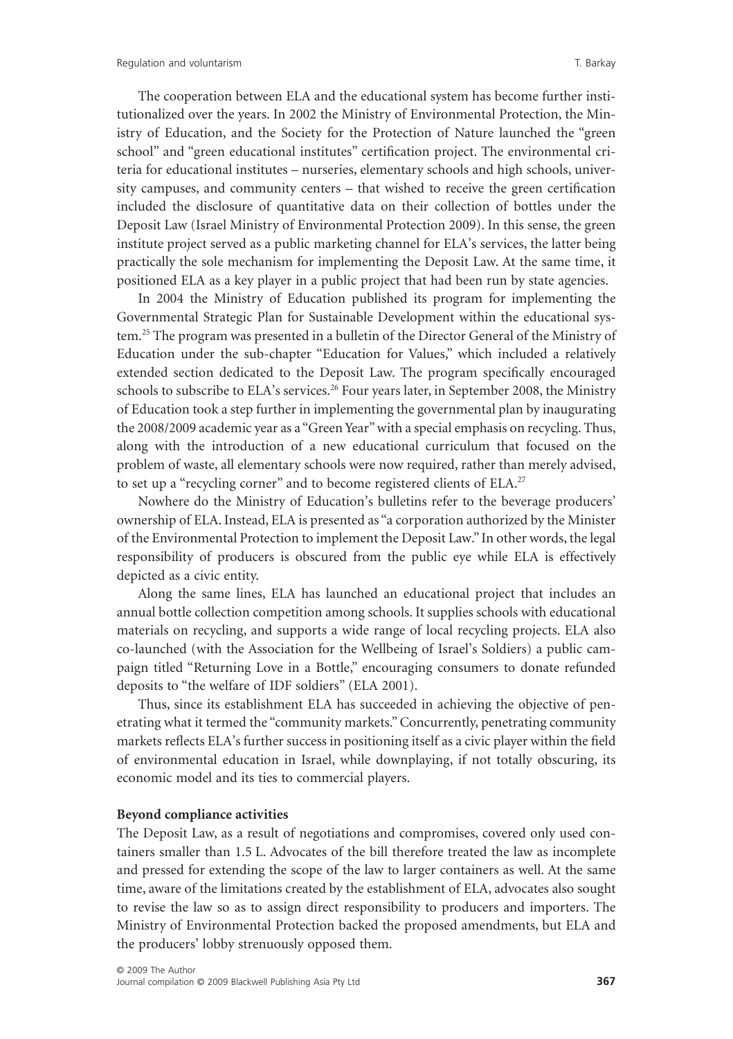The cooperation between ELA and the educational system has become further institutionalized over the years. In 2002 the Ministry of Environmental Protection, the Ministry of Education, and the Society for the Protection of Nature launched the "green school" and "green educational institutes" certification project. The environmental criteria for educational institutes – nurseries, elementary schools and high schools, university campuses, and community centers – that wished to receive the green certification included the disclosure of quantitative data on their collection of bottles under the Deposit Law (Israel Ministry of Environmental Protection 2009). In this sense, the green institute project served as a public marketing channel for ELA's services, the latter being practically the sole mechanism for implementing the Deposit Law. At the same time, it positioned ELA as a key player in a public project that had been run by state agencies.

In 2004 the Ministry of Education published its program for implementing the Governmental Strategic Plan for Sustainable Development within the educational system.[25] The program was presented in a bulletin of the Director General of the Ministry of Education under the sub-chapter "Education for Values," which included a relatively extended section dedicated to the Deposit Law. The program specifically encouraged schools to subscribe to ELA's services.[26] Four years later, in September 2008, the Ministry of Education took a step further in implementing the governmental plan by inaugurating the 2008/2009 academic year as a "Green Year" with a special emphasis on recycling. Thus, along with the introduction of a new educational curriculum that focused on the problem of waste, all elementary schools were now required, rather than merely advised, to set up a "recycling corner" and to become registered clients of ELA.[27]

Nowhere do the Ministry of Education's bulletins refer to the beverage producers' ownership of ELA. Instead, ELA is presented as "a corporation authorized by the Minister of the Environmental Protection to implement the Deposit Law." In other words, the legal responsibility of producers is obscured from the public eye while ELA is effectively depicted as a civic entity.

Along the same lines, ELA has launched an educational project that includes an annual bottle collection competition among schools. It supplies schools with educational materials on recycling, and supports a wide range of local recycling projects. ELA also co-launched (with the Association for the Wellbeing of Israel's Soldiers) a public campaign titled "Returning Love in a Bottle," encouraging consumers to donate refunded deposits to "the welfare of IDF soldiers" (ELA 2001).

Thus, since its establishment ELA has succeeded in achieving the objective of penetrating what it termed the "community markets." Concurrently, penetrating community markets reflects ELA's further success in positioning itself as a civic player within the field of environmental education in Israel, while downplaying, if not totally obscuring, its economic model and its ties to commercial players.

**Beyond compliance activities**

The Deposit Law, as a result of negotiations and compromises, covered only used containers smaller than 1.5 L. Advocates of the bill therefore treated the law as incomplete and pressed for extending the scope of the law to larger containers as well. At the same time, aware of the limitations created by the establishment of ELA, advocates also sought to revise the law so as to assign direct responsibility to producers and importers. The Ministry of Environmental Protection backed the proposed amendments, but ELA and the producers' lobby strenuously opposed them.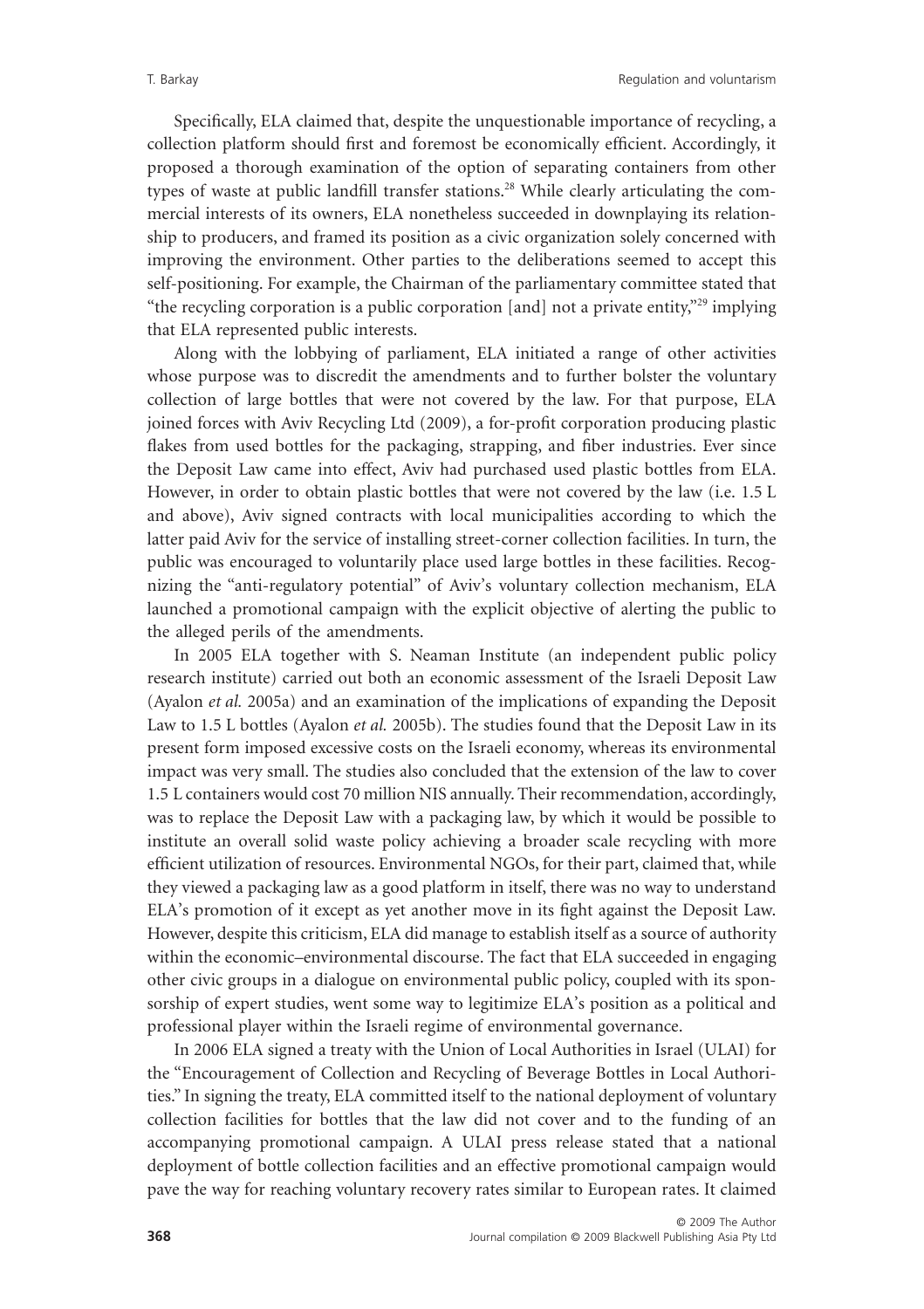Specifically, ELA claimed that, despite the unquestionable importance of recycling, a collection platform should first and foremost be economically efficient. Accordingly, it proposed a thorough examination of the option of separating containers from other types of waste at public landfill transfer stations.[28] While clearly articulating the commercial interests of its owners, ELA nonetheless succeeded in downplaying its relationship to producers, and framed its position as a civic organization solely concerned with improving the environment. Other parties to the deliberations seemed to accept this self-positioning. For example, the Chairman of the parliamentary committee stated that "the recycling corporation is a public corporation [and] not a private entity,"[29] implying that ELA represented public interests.

Along with the lobbying of parliament, ELA initiated a range of other activities whose purpose was to discredit the amendments and to further bolster the voluntary collection of large bottles that were not covered by the law. For that purpose, ELA joined forces with Aviv Recycling Ltd (2009), a for-profit corporation producing plastic flakes from used bottles for the packaging, strapping, and fiber industries. Ever since the Deposit Law came into effect, Aviv had purchased used plastic bottles from ELA. However, in order to obtain plastic bottles that were not covered by the law (i.e. 1.5 L and above), Aviv signed contracts with local municipalities according to which the latter paid Aviv for the service of installing street-corner collection facilities. In turn, the public was encouraged to voluntarily place used large bottles in these facilities. Recognizing the "anti-regulatory potential" of Aviv's voluntary collection mechanism, ELA launched a promotional campaign with the explicit objective of alerting the public to the alleged perils of the amendments.

In 2005 ELA together with S. Neaman Institute (an independent public policy research institute) carried out both an economic assessment of the Israeli Deposit Law (Ayalon *et al.* 2005a) and an examination of the implications of expanding the Deposit Law to 1.5 L bottles (Ayalon *et al.* 2005b). The studies found that the Deposit Law in its present form imposed excessive costs on the Israeli economy, whereas its environmental impact was very small. The studies also concluded that the extension of the law to cover 1.5 L containers would cost 70 million NIS annually. Their recommendation, accordingly, was to replace the Deposit Law with a packaging law, by which it would be possible to institute an overall solid waste policy achieving a broader scale recycling with more efficient utilization of resources. Environmental NGOs, for their part, claimed that, while they viewed a packaging law as a good platform in itself, there was no way to understand ELA's promotion of it except as yet another move in its fight against the Deposit Law. However, despite this criticism, ELA did manage to establish itself as a source of authority within the economic–environmental discourse. The fact that ELA succeeded in engaging other civic groups in a dialogue on environmental public policy, coupled with its sponsorship of expert studies, went some way to legitimize ELA's position as a political and professional player within the Israeli regime of environmental governance.

In 2006 ELA signed a treaty with the Union of Local Authorities in Israel (ULAI) for the "Encouragement of Collection and Recycling of Beverage Bottles in Local Authorities." In signing the treaty, ELA committed itself to the national deployment of voluntary collection facilities for bottles that the law did not cover and to the funding of an accompanying promotional campaign. A ULAI press release stated that a national deployment of bottle collection facilities and an effective promotional campaign would pave the way for reaching voluntary recovery rates similar to European rates. It claimed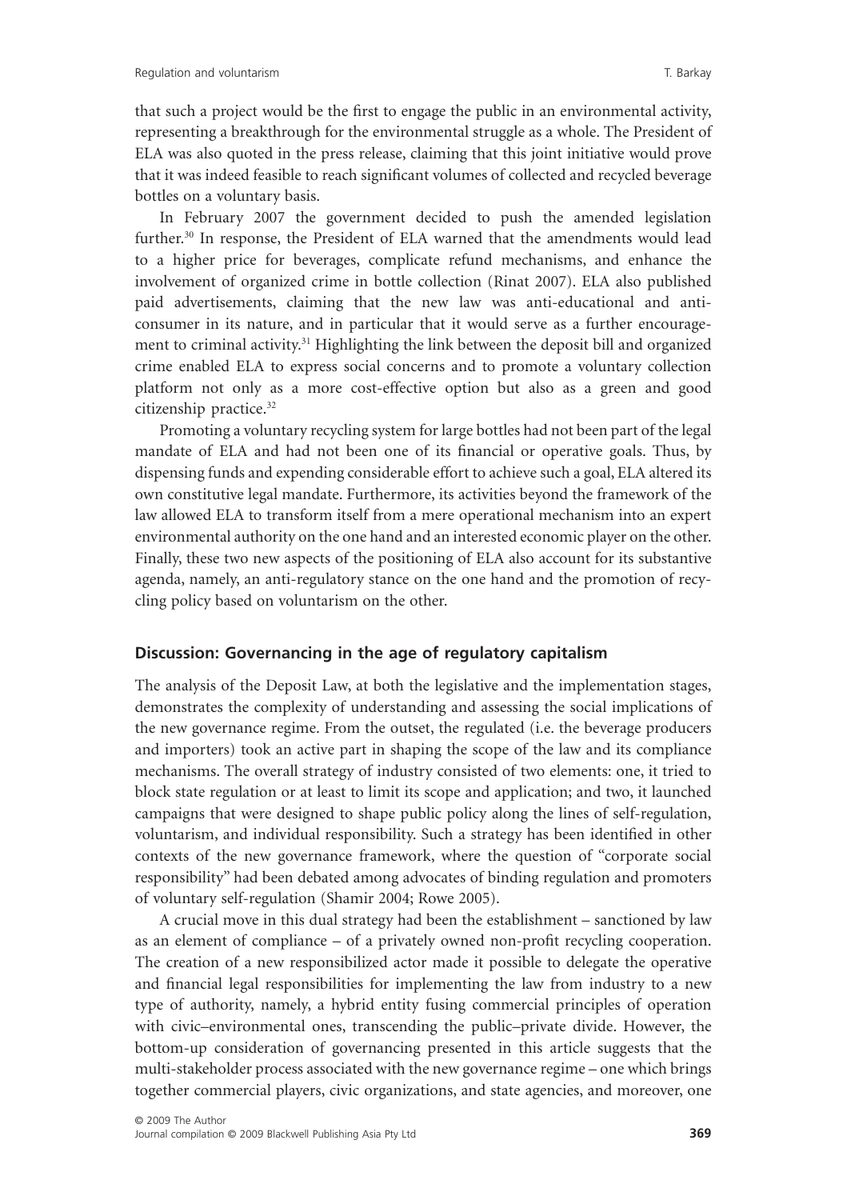that such a project would be the first to engage the public in an environmental activity, representing a breakthrough for the environmental struggle as a whole. The President of ELA was also quoted in the press release, claiming that this joint initiative would prove that it was indeed feasible to reach significant volumes of collected and recycled beverage bottles on a voluntary basis.

In February 2007 the government decided to push the amended legislation further.[30] In response, the President of ELA warned that the amendments would lead to a higher price for beverages, complicate refund mechanisms, and enhance the involvement of organized crime in bottle collection (Rinat 2007). ELA also published paid advertisements, claiming that the new law was anti-educational and anti-consumer in its nature, and in particular that it would serve as a further encouragement to criminal activity.[31] Highlighting the link between the deposit bill and organized crime enabled ELA to express social concerns and to promote a voluntary collection platform not only as a more cost-effective option but also as a green and good citizenship practice.[32]

Promoting a voluntary recycling system for large bottles had not been part of the legal mandate of ELA and had not been one of its financial or operative goals. Thus, by dispensing funds and expending considerable effort to achieve such a goal, ELA altered its own constitutive legal mandate. Furthermore, its activities beyond the framework of the law allowed ELA to transform itself from a mere operational mechanism into an expert environmental authority on the one hand and an interested economic player on the other. Finally, these two new aspects of the positioning of ELA also account for its substantive agenda, namely, an anti-regulatory stance on the one hand and the promotion of recycling policy based on voluntarism on the other.

## Discussion: Governancing in the age of regulatory capitalism

The analysis of the Deposit Law, at both the legislative and the implementation stages, demonstrates the complexity of understanding and assessing the social implications of the new governance regime. From the outset, the regulated (i.e. the beverage producers and importers) took an active part in shaping the scope of the law and its compliance mechanisms. The overall strategy of industry consisted of two elements: one, it tried to block state regulation or at least to limit its scope and application; and two, it launched campaigns that were designed to shape public policy along the lines of self-regulation, voluntarism, and individual responsibility. Such a strategy has been identified in other contexts of the new governance framework, where the question of "corporate social responsibility" had been debated among advocates of binding regulation and promoters of voluntary self-regulation (Shamir 2004; Rowe 2005).

A crucial move in this dual strategy had been the establishment – sanctioned by law as an element of compliance – of a privately owned non-profit recycling cooperation. The creation of a new responsibilized actor made it possible to delegate the operative and financial legal responsibilities for implementing the law from industry to a new type of authority, namely, a hybrid entity fusing commercial principles of operation with civic–environmental ones, transcending the public–private divide. However, the bottom-up consideration of governancing presented in this article suggests that the multi-stakeholder process associated with the new governance regime – one which brings together commercial players, civic organizations, and state agencies, and moreover, one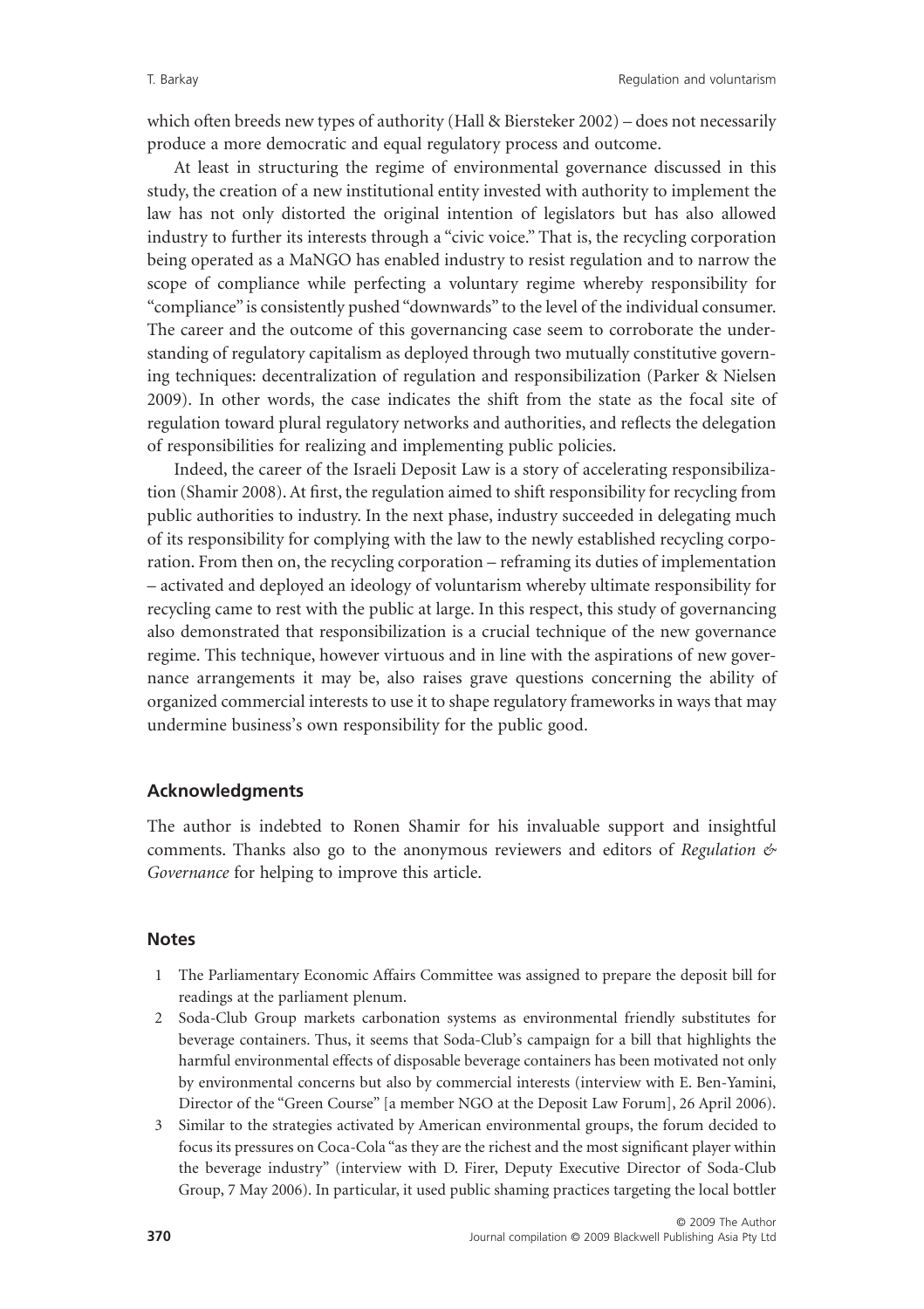which often breeds new types of authority (Hall & Biersteker 2002) – does not necessarily produce a more democratic and equal regulatory process and outcome.

At least in structuring the regime of environmental governance discussed in this study, the creation of a new institutional entity invested with authority to implement the law has not only distorted the original intention of legislators but has also allowed industry to further its interests through a "civic voice." That is, the recycling corporation being operated as a MaNGO has enabled industry to resist regulation and to narrow the scope of compliance while perfecting a voluntary regime whereby responsibility for "compliance" is consistently pushed "downwards" to the level of the individual consumer. The career and the outcome of this governancing case seem to corroborate the understanding of regulatory capitalism as deployed through two mutually constitutive governing techniques: decentralization of regulation and responsibilization (Parker & Nielsen 2009). In other words, the case indicates the shift from the state as the focal site of regulation toward plural regulatory networks and authorities, and reflects the delegation of responsibilities for realizing and implementing public policies.

Indeed, the career of the Israeli Deposit Law is a story of accelerating responsibilization (Shamir 2008). At first, the regulation aimed to shift responsibility for recycling from public authorities to industry. In the next phase, industry succeeded in delegating much of its responsibility for complying with the law to the newly established recycling corporation. From then on, the recycling corporation – reframing its duties of implementation – activated and deployed an ideology of voluntarism whereby ultimate responsibility for recycling came to rest with the public at large. In this respect, this study of governancing also demonstrated that responsibilization is a crucial technique of the new governance regime. This technique, however virtuous and in line with the aspirations of new governance arrangements it may be, also raises grave questions concerning the ability of organized commercial interests to use it to shape regulatory frameworks in ways that may undermine business's own responsibility for the public good.

## Acknowledgments

The author is indebted to Ronen Shamir for his invaluable support and insightful comments. Thanks also go to the anonymous reviewers and editors of *Regulation & Governance* for helping to improve this article.

## Notes

1 The Parliamentary Economic Affairs Committee was assigned to prepare the deposit bill for readings at the parliament plenum.

2 Soda-Club Group markets carbonation systems as environmental friendly substitutes for beverage containers. Thus, it seems that Soda-Club's campaign for a bill that highlights the harmful environmental effects of disposable beverage containers has been motivated not only by environmental concerns but also by commercial interests (interview with E. Ben-Yamini, Director of the "Green Course" [a member NGO at the Deposit Law Forum], 26 April 2006).

3 Similar to the strategies activated by American environmental groups, the forum decided to focus its pressures on Coca-Cola "as they are the richest and the most significant player within the beverage industry" (interview with D. Firer, Deputy Executive Director of Soda-Club Group, 7 May 2006). In particular, it used public shaming practices targeting the local bottler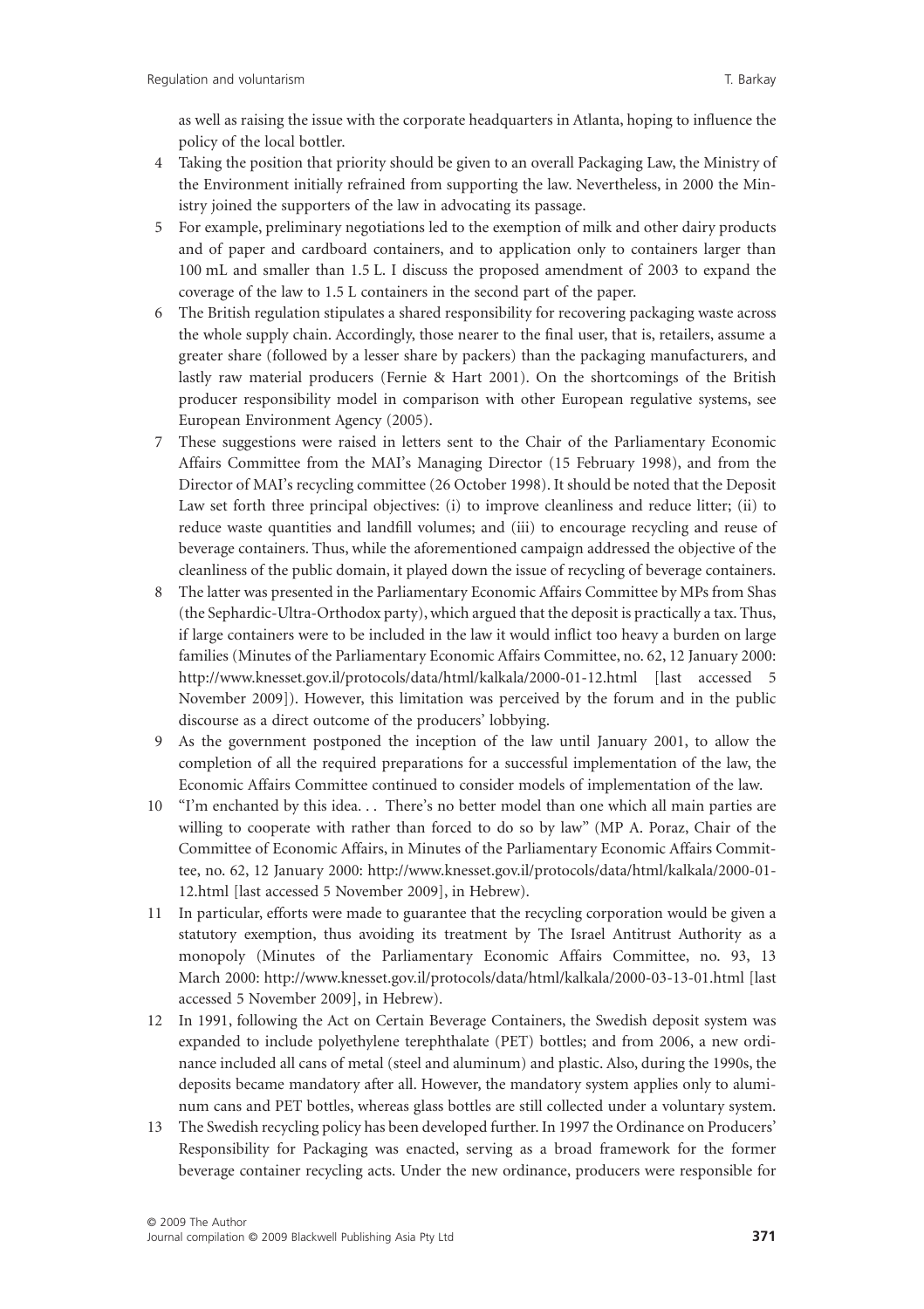as well as raising the issue with the corporate headquarters in Atlanta, hoping to influence the policy of the local bottler.

4 Taking the position that priority should be given to an overall Packaging Law, the Ministry of the Environment initially refrained from supporting the law. Nevertheless, in 2000 the Ministry joined the supporters of the law in advocating its passage.

5 For example, preliminary negotiations led to the exemption of milk and other dairy products and of paper and cardboard containers, and to application only to containers larger than 100 mL and smaller than 1.5 L. I discuss the proposed amendment of 2003 to expand the coverage of the law to 1.5 L containers in the second part of the paper.

6 The British regulation stipulates a shared responsibility for recovering packaging waste across the whole supply chain. Accordingly, those nearer to the final user, that is, retailers, assume a greater share (followed by a lesser share by packers) than the packaging manufacturers, and lastly raw material producers (Fernie & Hart 2001). On the shortcomings of the British producer responsibility model in comparison with other European regulative systems, see European Environment Agency (2005).

7 These suggestions were raised in letters sent to the Chair of the Parliamentary Economic Affairs Committee from the MAI's Managing Director (15 February 1998), and from the Director of MAI's recycling committee (26 October 1998). It should be noted that the Deposit Law set forth three principal objectives: (i) to improve cleanliness and reduce litter; (ii) to reduce waste quantities and landfill volumes; and (iii) to encourage recycling and reuse of beverage containers. Thus, while the aforementioned campaign addressed the objective of the cleanliness of the public domain, it played down the issue of recycling of beverage containers.

8 The latter was presented in the Parliamentary Economic Affairs Committee by MPs from Shas (the Sephardic-Ultra-Orthodox party), which argued that the deposit is practically a tax. Thus, if large containers were to be included in the law it would inflict too heavy a burden on large families (Minutes of the Parliamentary Economic Affairs Committee, no. 62, 12 January 2000: http://www.knesset.gov.il/protocols/data/html/kalkala/2000-01-12.html [last accessed 5 November 2009]). However, this limitation was perceived by the forum and in the public discourse as a direct outcome of the producers' lobbying.

9 As the government postponed the inception of the law until January 2001, to allow the completion of all the required preparations for a successful implementation of the law, the Economic Affairs Committee continued to consider models of implementation of the law.

10 "I'm enchanted by this idea... There's no better model than one which all main parties are willing to cooperate with rather than forced to do so by law" (MP A. Poraz, Chair of the Committee of Economic Affairs, in Minutes of the Parliamentary Economic Affairs Committee, no. 62, 12 January 2000: http://www.knesset.gov.il/protocols/data/html/kalkala/2000-01-12.html [last accessed 5 November 2009], in Hebrew).

11 In particular, efforts were made to guarantee that the recycling corporation would be given a statutory exemption, thus avoiding its treatment by The Israel Antitrust Authority as a monopoly (Minutes of the Parliamentary Economic Affairs Committee, no. 93, 13 March 2000: http://www.knesset.gov.il/protocols/data/html/kalkala/2000-03-13-01.html [last accessed 5 November 2009], in Hebrew).

12 In 1991, following the Act on Certain Beverage Containers, the Swedish deposit system was expanded to include polyethylene terephthalate (PET) bottles; and from 2006, a new ordinance included all cans of metal (steel and aluminum) and plastic. Also, during the 1990s, the deposits became mandatory after all. However, the mandatory system applies only to aluminum cans and PET bottles, whereas glass bottles are still collected under a voluntary system.

13 The Swedish recycling policy has been developed further. In 1997 the Ordinance on Producers' Responsibility for Packaging was enacted, serving as a broad framework for the former beverage container recycling acts. Under the new ordinance, producers were responsible for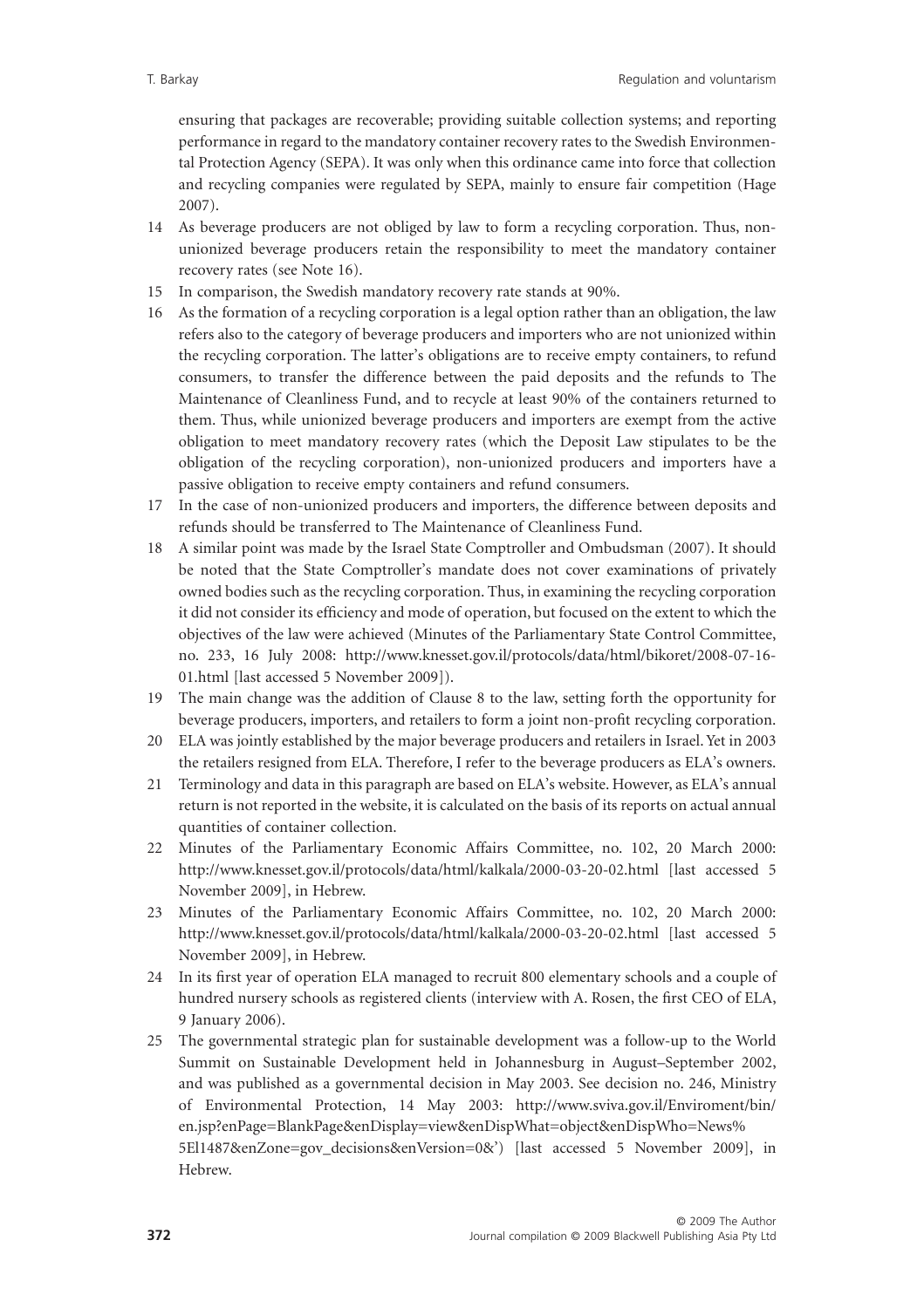ensuring that packages are recoverable; providing suitable collection systems; and reporting performance in regard to the mandatory container recovery rates to the Swedish Environmental Protection Agency (SEPA). It was only when this ordinance came into force that collection and recycling companies were regulated by SEPA, mainly to ensure fair competition (Hage 2007).

14 As beverage producers are not obliged by law to form a recycling corporation. Thus, non-unionized beverage producers retain the responsibility to meet the mandatory container recovery rates (see Note 16).

15 In comparison, the Swedish mandatory recovery rate stands at 90%.

16 As the formation of a recycling corporation is a legal option rather than an obligation, the law refers also to the category of beverage producers and importers who are not unionized within the recycling corporation. The latter's obligations are to receive empty containers, to refund consumers, to transfer the difference between the paid deposits and the refunds to The Maintenance of Cleanliness Fund, and to recycle at least 90% of the containers returned to them. Thus, while unionized beverage producers and importers are exempt from the active obligation to meet mandatory recovery rates (which the Deposit Law stipulates to be the obligation of the recycling corporation), non-unionized producers and importers have a passive obligation to receive empty containers and refund consumers.

17 In the case of non-unionized producers and importers, the difference between deposits and refunds should be transferred to The Maintenance of Cleanliness Fund.

18 A similar point was made by the Israel State Comptroller and Ombudsman (2007). It should be noted that the State Comptroller's mandate does not cover examinations of privately owned bodies such as the recycling corporation. Thus, in examining the recycling corporation it did not consider its efficiency and mode of operation, but focused on the extent to which the objectives of the law were achieved (Minutes of the Parliamentary State Control Committee, no. 233, 16 July 2008: http://www.knesset.gov.il/protocols/data/html/bikoret/2008-07-16-01.html [last accessed 5 November 2009]).

19 The main change was the addition of Clause 8 to the law, setting forth the opportunity for beverage producers, importers, and retailers to form a joint non-profit recycling corporation.

20 ELA was jointly established by the major beverage producers and retailers in Israel. Yet in 2003 the retailers resigned from ELA. Therefore, I refer to the beverage producers as ELA's owners.

21 Terminology and data in this paragraph are based on ELA's website. However, as ELA's annual return is not reported in the website, it is calculated on the basis of its reports on actual annual quantities of container collection.

22 Minutes of the Parliamentary Economic Affairs Committee, no. 102, 20 March 2000: http://www.knesset.gov.il/protocols/data/html/kalkala/2000-03-20-02.html [last accessed 5 November 2009], in Hebrew.

23 Minutes of the Parliamentary Economic Affairs Committee, no. 102, 20 March 2000: http://www.knesset.gov.il/protocols/data/html/kalkala/2000-03-20-02.html [last accessed 5 November 2009], in Hebrew.

24 In its first year of operation ELA managed to recruit 800 elementary schools and a couple of hundred nursery schools as registered clients (interview with A. Rosen, the first CEO of ELA, 9 January 2006).

25 The governmental strategic plan for sustainable development was a follow-up to the World Summit on Sustainable Development held in Johannesburg in August–September 2002, and was published as a governmental decision in May 2003. See decision no. 246, Ministry of Environmental Protection, 14 May 2003: http://www.sviva.gov.il/Enviroment/bin/en.jsp?enPage=BlankPage&enDisplay=view&enDispWhat=object&enDispWho=News%5El1487&enZone=gov_decisions&enVersion=0&') [last accessed 5 November 2009], in Hebrew.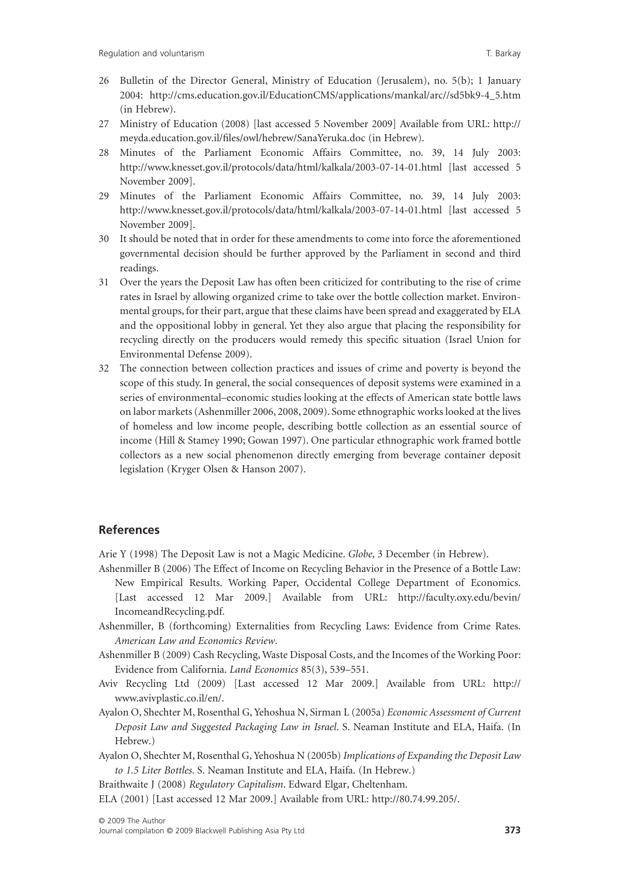26 Bulletin of the Director General, Ministry of Education (Jerusalem), no. 5(b); 1 January 2004: http://cms.education.gov.il/EducationCMS/applications/mankal/arc//sd5bk9-4_5.htm (in Hebrew).

27 Ministry of Education (2008) [last accessed 5 November 2009] Available from URL: http://meyda.education.gov.il/files/owl/hebrew/SanaYeruka.doc (in Hebrew).

28 Minutes of the Parliament Economic Affairs Committee, no. 39, 14 July 2003: http://www.knesset.gov.il/protocols/data/html/kalkala/2003-07-14-01.html [last accessed 5 November 2009].

29 Minutes of the Parliament Economic Affairs Committee, no. 39, 14 July 2003: http://www.knesset.gov.il/protocols/data/html/kalkala/2003-07-14-01.html [last accessed 5 November 2009].

30 It should be noted that in order for these amendments to come into force the aforementioned governmental decision should be further approved by the Parliament in second and third readings.

31 Over the years the Deposit Law has often been criticized for contributing to the rise of crime rates in Israel by allowing organized crime to take over the bottle collection market. Environmental groups, for their part, argue that these claims have been spread and exaggerated by ELA and the oppositional lobby in general. Yet they also argue that placing the responsibility for recycling directly on the producers would remedy this specific situation (Israel Union for Environmental Defense 2009).

32 The connection between collection practices and issues of crime and poverty is beyond the scope of this study. In general, the social consequences of deposit systems were examined in a series of environmental–economic studies looking at the effects of American state bottle laws on labor markets (Ashenmiller 2006, 2008, 2009). Some ethnographic works looked at the lives of homeless and low income people, describing bottle collection as an essential source of income (Hill & Stamey 1990; Gowan 1997). One particular ethnographic work framed bottle collectors as a new social phenomenon directly emerging from beverage container deposit legislation (Kryger Olsen & Hanson 2007).

## References

Arie Y (1998) The Deposit Law is not a Magic Medicine. *Globe*, 3 December (in Hebrew).

Ashenmiller B (2006) The Effect of Income on Recycling Behavior in the Presence of a Bottle Law: New Empirical Results. Working Paper, Occidental College Department of Economics. [Last accessed 12 Mar 2009.] Available from URL: http://faculty.oxy.edu/bevin/IncomeandRecycling.pdf.

Ashenmiller, B (forthcoming) Externalities from Recycling Laws: Evidence from Crime Rates. *American Law and Economics Review*.

Ashenmiller B (2009) Cash Recycling, Waste Disposal Costs, and the Incomes of the Working Poor: Evidence from California. *Land Economics* 85(3), 539–551.

Aviv Recycling Ltd (2009) [Last accessed 12 Mar 2009.] Available from URL: http://www.avivplastic.co.il/en/.

Ayalon O, Shechter M, Rosenthal G, Yehoshua N, Sirman L (2005a) *Economic Assessment of Current Deposit Law and Suggested Packaging Law in Israel*. S. Neaman Institute and ELA, Haifa. (In Hebrew.)

Ayalon O, Shechter M, Rosenthal G, Yehoshua N (2005b) *Implications of Expanding the Deposit Law to 1.5 Liter Bottles*. S. Neaman Institute and ELA, Haifa. (In Hebrew.)

Braithwaite J (2008) *Regulatory Capitalism*. Edward Elgar, Cheltenham.

ELA (2001) [Last accessed 12 Mar 2009.] Available from URL: http://80.74.99.205/.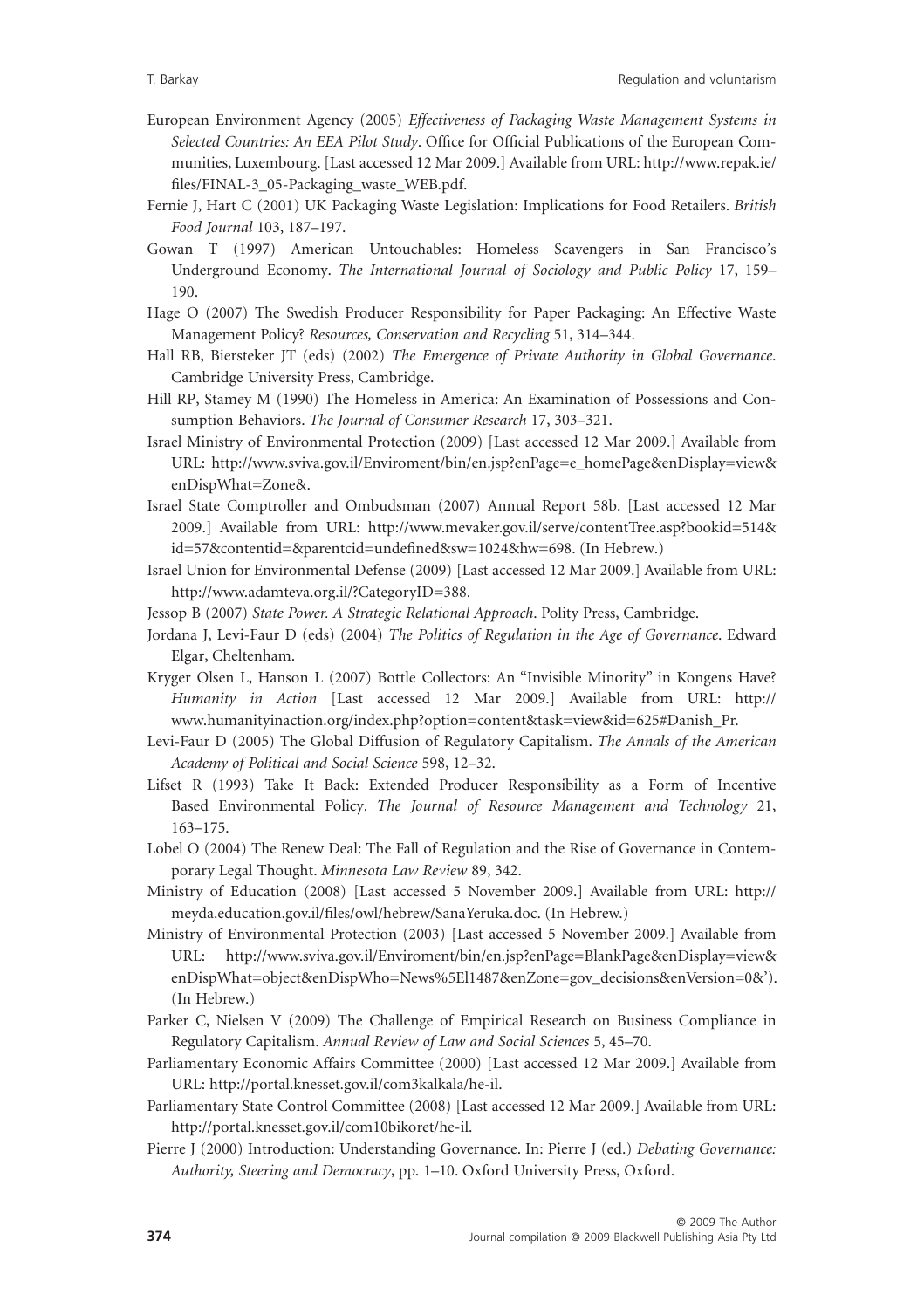European Environment Agency (2005) *Effectiveness of Packaging Waste Management Systems in Selected Countries: An EEA Pilot Study*. Office for Official Publications of the European Communities, Luxembourg. [Last accessed 12 Mar 2009.] Available from URL: http://www.repak.ie/files/FINAL-3_05-Packaging_waste_WEB.pdf.

Fernie J, Hart C (2001) UK Packaging Waste Legislation: Implications for Food Retailers. *British Food Journal* 103, 187–197.

Gowan T (1997) American Untouchables: Homeless Scavengers in San Francisco's Underground Economy. *The International Journal of Sociology and Public Policy* 17, 159–190.

Hage O (2007) The Swedish Producer Responsibility for Paper Packaging: An Effective Waste Management Policy? *Resources, Conservation and Recycling* 51, 314–344.

Hall RB, Biersteker JT (eds) (2002) *The Emergence of Private Authority in Global Governance*. Cambridge University Press, Cambridge.

Hill RP, Stamey M (1990) The Homeless in America: An Examination of Possessions and Consumption Behaviors. *The Journal of Consumer Research* 17, 303–321.

Israel Ministry of Environmental Protection (2009) [Last accessed 12 Mar 2009.] Available from URL: http://www.sviva.gov.il/Enviroment/bin/en.jsp?enPage=e_homePage&enDisplay=view&enDispWhat=Zone&.

Israel State Comptroller and Ombudsman (2007) Annual Report 58b. [Last accessed 12 Mar 2009.] Available from URL: http://www.mevaker.gov.il/serve/contentTree.asp?bookid=514&id=57&contentid=&parentcid=undefined&sw=1024&hw=698. (In Hebrew.)

Israel Union for Environmental Defense (2009) [Last accessed 12 Mar 2009.] Available from URL: http://www.adamteva.org.il/?CategoryID=388.

Jessop B (2007) *State Power. A Strategic Relational Approach*. Polity Press, Cambridge.

Jordana J, Levi-Faur D (eds) (2004) *The Politics of Regulation in the Age of Governance*. Edward Elgar, Cheltenham.

Kryger Olsen L, Hanson L (2007) Bottle Collectors: An "Invisible Minority" in Kongens Have? *Humanity in Action* [Last accessed 12 Mar 2009.] Available from URL: http://www.humanityinaction.org/index.php?option=content&task=view&id=625#Danish_Pr.

Levi-Faur D (2005) The Global Diffusion of Regulatory Capitalism. *The Annals of the American Academy of Political and Social Science* 598, 12–32.

Lifset R (1993) Take It Back: Extended Producer Responsibility as a Form of Incentive Based Environmental Policy. *The Journal of Resource Management and Technology* 21, 163–175.

Lobel O (2004) The Renew Deal: The Fall of Regulation and the Rise of Governance in Contemporary Legal Thought. *Minnesota Law Review* 89, 342.

Ministry of Education (2008) [Last accessed 5 November 2009.] Available from URL: http://meyda.education.gov.il/files/owl/hebrew/SanaYeruka.doc. (In Hebrew.)

Ministry of Environmental Protection (2003) [Last accessed 5 November 2009.] Available from URL: http://www.sviva.gov.il/Enviroment/bin/en.jsp?enPage=BlankPage&enDisplay=view&enDispWhat=object&enDispWho=News%5El1487&enZone=gov_decisions&enVersion=0&'). (In Hebrew.)

Parker C, Nielsen V (2009) The Challenge of Empirical Research on Business Compliance in Regulatory Capitalism. *Annual Review of Law and Social Sciences* 5, 45–70.

Parliamentary Economic Affairs Committee (2000) [Last accessed 12 Mar 2009.] Available from URL: http://portal.knesset.gov.il/com3kalkala/he-il.

Parliamentary State Control Committee (2008) [Last accessed 12 Mar 2009.] Available from URL: http://portal.knesset.gov.il/com10bikoret/he-il.

Pierre J (2000) Introduction: Understanding Governance. In: Pierre J (ed.) *Debating Governance: Authority, Steering and Democracy*, pp. 1–10. Oxford University Press, Oxford.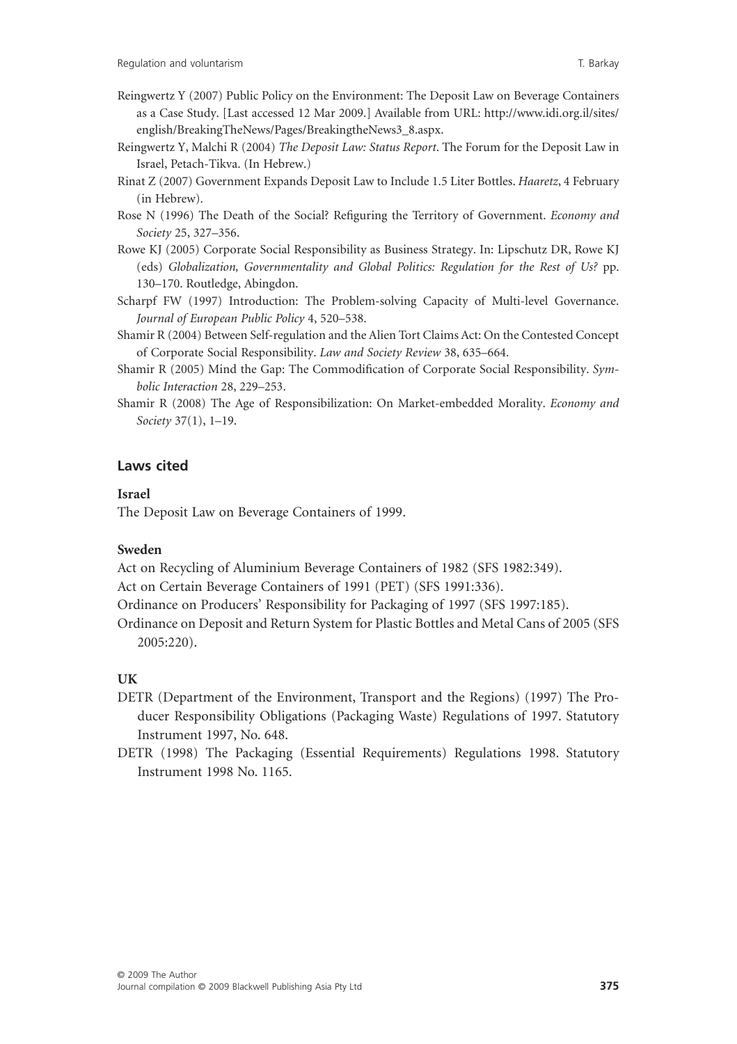Reingwertz Y (2007) Public Policy on the Environment: The Deposit Law on Beverage Containers as a Case Study. [Last accessed 12 Mar 2009.] Available from URL: http://www.idi.org.il/sites/english/BreakingTheNews/Pages/BreakingtheNews3_8.aspx.

Reingwertz Y, Malchi R (2004) *The Deposit Law: Status Report*. The Forum for the Deposit Law in Israel, Petach-Tikva. (In Hebrew.)

Rinat Z (2007) Government Expands Deposit Law to Include 1.5 Liter Bottles. *Haaretz*, 4 February (in Hebrew).

Rose N (1996) The Death of the Social? Refiguring the Territory of Government. *Economy and Society* 25, 327–356.

Rowe KJ (2005) Corporate Social Responsibility as Business Strategy. In: Lipschutz DR, Rowe KJ (eds) *Globalization, Governmentality and Global Politics: Regulation for the Rest of Us?* pp. 130–170. Routledge, Abingdon.

Scharpf FW (1997) Introduction: The Problem-solving Capacity of Multi-level Governance. *Journal of European Public Policy* 4, 520–538.

Shamir R (2004) Between Self-regulation and the Alien Tort Claims Act: On the Contested Concept of Corporate Social Responsibility. *Law and Society Review* 38, 635–664.

Shamir R (2005) Mind the Gap: The Commodification of Corporate Social Responsibility. *Symbolic Interaction* 28, 229–253.

Shamir R (2008) The Age of Responsibilization: On Market-embedded Morality. *Economy and Society* 37(1), 1–19.

## Laws cited

**Israel**

The Deposit Law on Beverage Containers of 1999.

**Sweden**

Act on Recycling of Aluminium Beverage Containers of 1982 (SFS 1982:349).

Act on Certain Beverage Containers of 1991 (PET) (SFS 1991:336).

Ordinance on Producers' Responsibility for Packaging of 1997 (SFS 1997:185).

Ordinance on Deposit and Return System for Plastic Bottles and Metal Cans of 2005 (SFS 2005:220).

**UK**

DETR (Department of the Environment, Transport and the Regions) (1997) The Producer Responsibility Obligations (Packaging Waste) Regulations of 1997. Statutory Instrument 1997, No. 648.

DETR (1998) The Packaging (Essential Requirements) Regulations 1998. Statutory Instrument 1998 No. 1165.